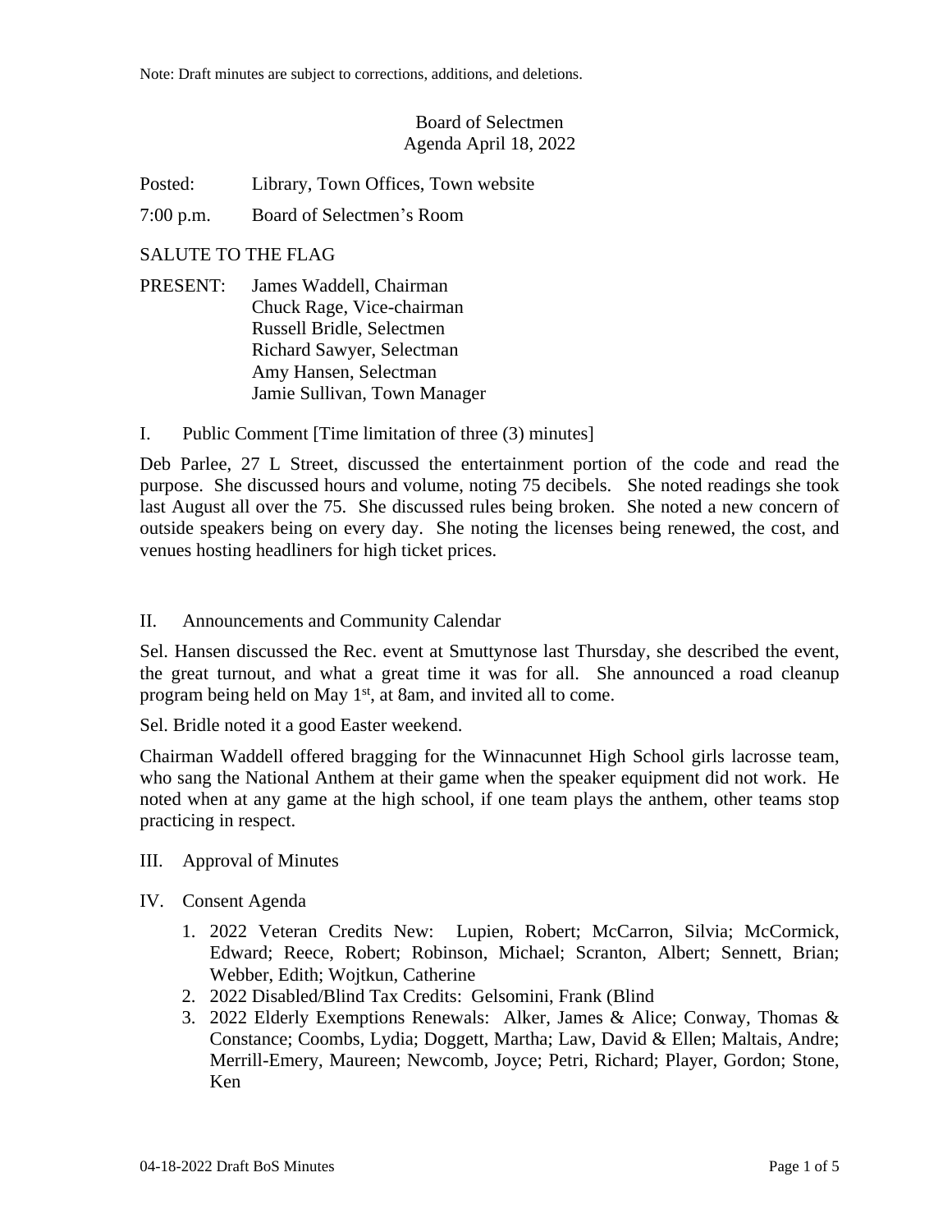Note: Draft minutes are subject to corrections, additions, and deletions.

Board of Selectmen
Agenda April 18, 2022

Posted: Library, Town Offices, Town website

7:00 p.m. Board of Selectmen's Room

SALUTE TO THE FLAG

PRESENT: James Waddell, Chairman
Chuck Rage, Vice-chairman
Russell Bridle, Selectmen
Richard Sawyer, Selectman
Amy Hansen, Selectman
Jamie Sullivan, Town Manager

I. Public Comment [Time limitation of three (3) minutes]

Deb Parlee, 27 L Street, discussed the entertainment portion of the code and read the purpose. She discussed hours and volume, noting 75 decibels. She noted readings she took last August all over the 75. She discussed rules being broken. She noted a new concern of outside speakers being on every day. She noting the licenses being renewed, the cost, and venues hosting headliners for high ticket prices.

II. Announcements and Community Calendar

Sel. Hansen discussed the Rec. event at Smuttynose last Thursday, she described the event, the great turnout, and what a great time it was for all. She announced a road cleanup program being held on May 1st, at 8am, and invited all to come.

Sel. Bridle noted it a good Easter weekend.

Chairman Waddell offered bragging for the Winnacunnet High School girls lacrosse team, who sang the National Anthem at their game when the speaker equipment did not work. He noted when at any game at the high school, if one team plays the anthem, other teams stop practicing in respect.

III. Approval of Minutes

IV. Consent Agenda

1. 2022 Veteran Credits New: Lupien, Robert; McCarron, Silvia; McCormick, Edward; Reece, Robert; Robinson, Michael; Scranton, Albert; Sennett, Brian; Webber, Edith; Wojtkun, Catherine
2. 2022 Disabled/Blind Tax Credits: Gelsomini, Frank (Blind
3. 2022 Elderly Exemptions Renewals: Alker, James & Alice; Conway, Thomas & Constance; Coombs, Lydia; Doggett, Martha; Law, David & Ellen; Maltais, Andre; Merrill-Emery, Maureen; Newcomb, Joyce; Petri, Richard; Player, Gordon; Stone, Ken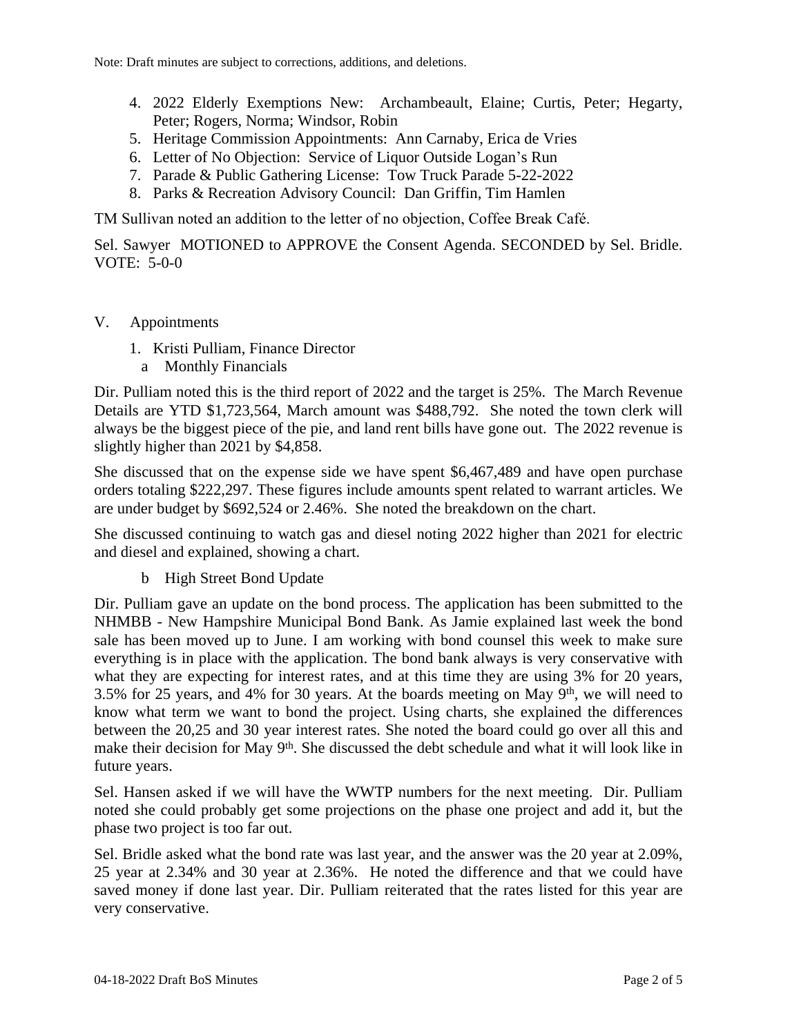Note: Draft minutes are subject to corrections, additions, and deletions.

4. 2022 Elderly Exemptions New: Archambeault, Elaine; Curtis, Peter; Hegarty, Peter; Rogers, Norma; Windsor, Robin
5. Heritage Commission Appointments: Ann Carnaby, Erica de Vries
6. Letter of No Objection: Service of Liquor Outside Logan's Run
7. Parade & Public Gathering License: Tow Truck Parade 5-22-2022
8. Parks & Recreation Advisory Council: Dan Griffin, Tim Hamlen

TM Sullivan noted an addition to the letter of no objection, Coffee Break Café.

Sel. Sawyer MOTIONED to APPROVE the Consent Agenda. SECONDED by Sel. Bridle. VOTE: 5-0-0

V. Appointments

1. Kristi Pulliam, Finance Director
   a. Monthly Financials

Dir. Pulliam noted this is the third report of 2022 and the target is 25%. The March Revenue Details are YTD $1,723,564, March amount was $488,792. She noted the town clerk will always be the biggest piece of the pie, and land rent bills have gone out. The 2022 revenue is slightly higher than 2021 by $4,858.

She discussed that on the expense side we have spent $6,467,489 and have open purchase orders totaling $222,297. These figures include amounts spent related to warrant articles. We are under budget by $692,524 or 2.46%. She noted the breakdown on the chart.

She discussed continuing to watch gas and diesel noting 2022 higher than 2021 for electric and diesel and explained, showing a chart.

   b. High Street Bond Update

Dir. Pulliam gave an update on the bond process. The application has been submitted to the NHMBB - New Hampshire Municipal Bond Bank. As Jamie explained last week the bond sale has been moved up to June. I am working with bond counsel this week to make sure everything is in place with the application. The bond bank always is very conservative with what they are expecting for interest rates, and at this time they are using 3% for 20 years, 3.5% for 25 years, and 4% for 30 years. At the boards meeting on May 9th, we will need to know what term we want to bond the project. Using charts, she explained the differences between the 20,25 and 30 year interest rates. She noted the board could go over all this and make their decision for May 9th. She discussed the debt schedule and what it will look like in future years.

Sel. Hansen asked if we will have the WWTP numbers for the next meeting. Dir. Pulliam noted she could probably get some projections on the phase one project and add it, but the phase two project is too far out.

Sel. Bridle asked what the bond rate was last year, and the answer was the 20 year at 2.09%, 25 year at 2.34% and 30 year at 2.36%. He noted the difference and that we could have saved money if done last year. Dir. Pulliam reiterated that the rates listed for this year are very conservative.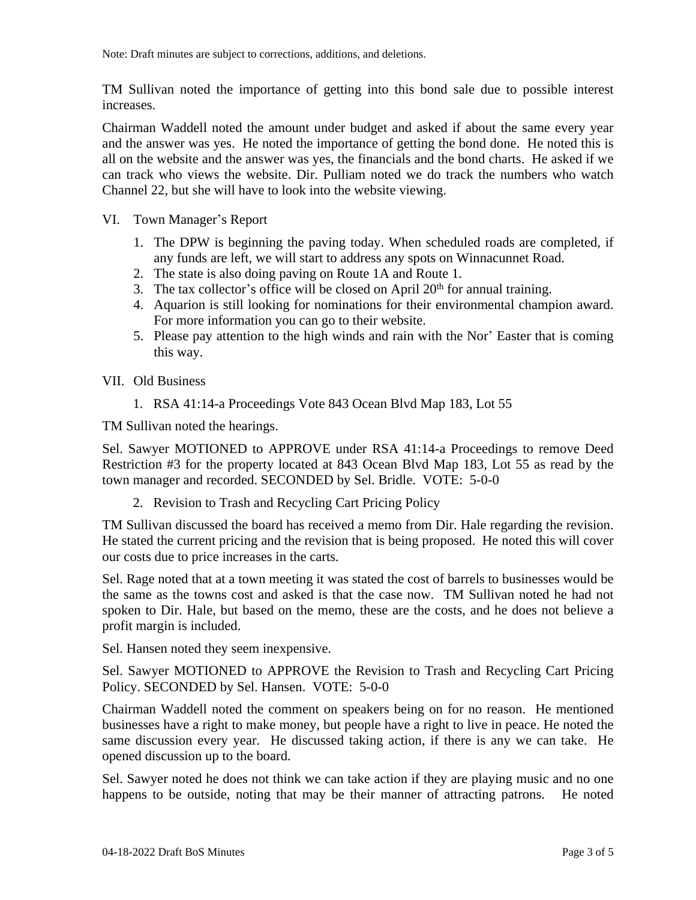Note: Draft minutes are subject to corrections, additions, and deletions.

TM Sullivan noted the importance of getting into this bond sale due to possible interest increases.

Chairman Waddell noted the amount under budget and asked if about the same every year and the answer was yes. He noted the importance of getting the bond done. He noted this is all on the website and the answer was yes, the financials and the bond charts. He asked if we can track who views the website. Dir. Pulliam noted we do track the numbers who watch Channel 22, but she will have to look into the website viewing.

VI. Town Manager's Report

1. The DPW is beginning the paving today. When scheduled roads are completed, if any funds are left, we will start to address any spots on Winnacunnet Road.
2. The state is also doing paving on Route 1A and Route 1.
3. The tax collector's office will be closed on April 20th for annual training.
4. Aquarion is still looking for nominations for their environmental champion award. For more information you can go to their website.
5. Please pay attention to the high winds and rain with the Nor' Easter that is coming this way.

VII. Old Business

1. RSA 41:14-a Proceedings Vote 843 Ocean Blvd Map 183, Lot 55

TM Sullivan noted the hearings.

Sel. Sawyer MOTIONED to APPROVE under RSA 41:14-a Proceedings to remove Deed Restriction #3 for the property located at 843 Ocean Blvd Map 183, Lot 55 as read by the town manager and recorded. SECONDED by Sel. Bridle. VOTE: 5-0-0

2. Revision to Trash and Recycling Cart Pricing Policy

TM Sullivan discussed the board has received a memo from Dir. Hale regarding the revision. He stated the current pricing and the revision that is being proposed. He noted this will cover our costs due to price increases in the carts.

Sel. Rage noted that at a town meeting it was stated the cost of barrels to businesses would be the same as the towns cost and asked is that the case now. TM Sullivan noted he had not spoken to Dir. Hale, but based on the memo, these are the costs, and he does not believe a profit margin is included.

Sel. Hansen noted they seem inexpensive.

Sel. Sawyer MOTIONED to APPROVE the Revision to Trash and Recycling Cart Pricing Policy. SECONDED by Sel. Hansen. VOTE: 5-0-0

Chairman Waddell noted the comment on speakers being on for no reason. He mentioned businesses have a right to make money, but people have a right to live in peace. He noted the same discussion every year. He discussed taking action, if there is any we can take. He opened discussion up to the board.

Sel. Sawyer noted he does not think we can take action if they are playing music and no one happens to be outside, noting that may be their manner of attracting patrons. He noted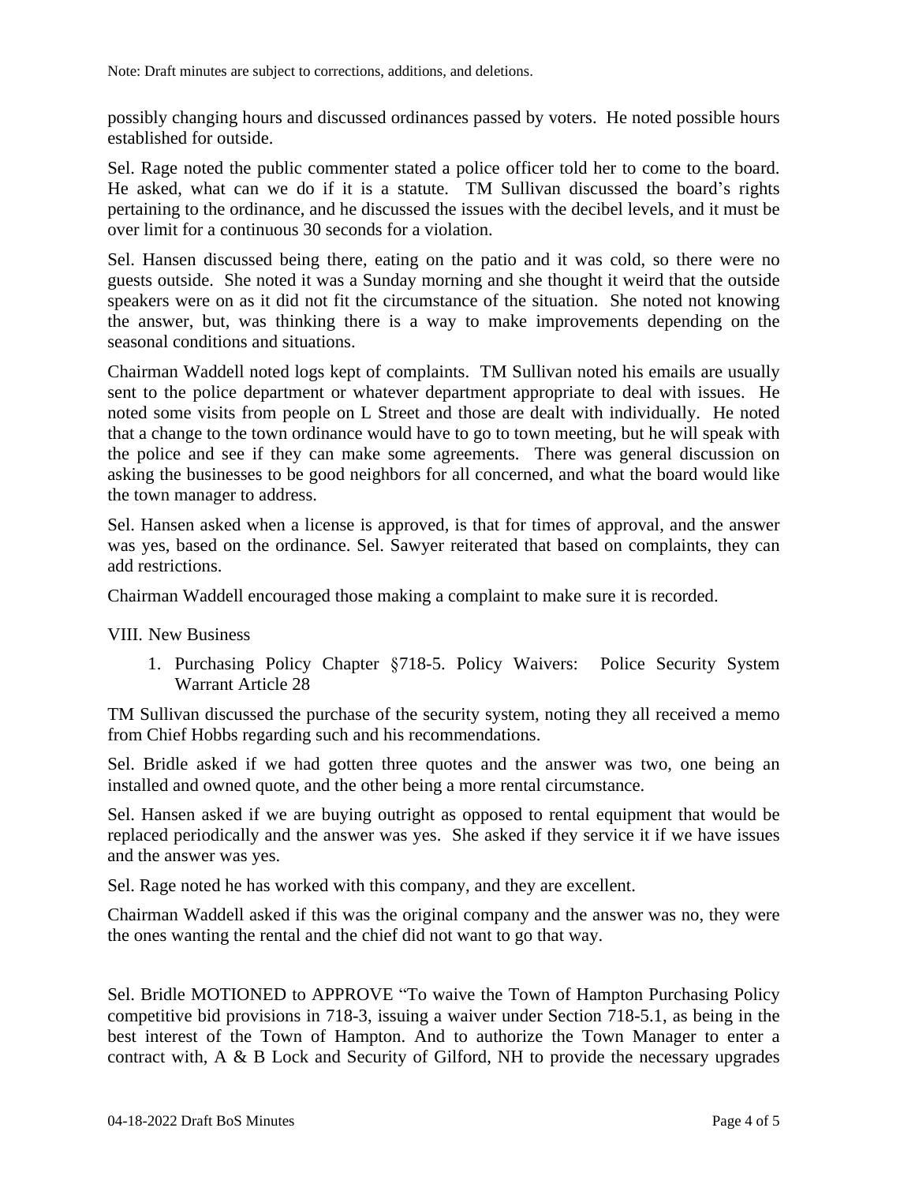Note: Draft minutes are subject to corrections, additions, and deletions.

possibly changing hours and discussed ordinances passed by voters. He noted possible hours established for outside.

Sel. Rage noted the public commenter stated a police officer told her to come to the board. He asked, what can we do if it is a statute. TM Sullivan discussed the board's rights pertaining to the ordinance, and he discussed the issues with the decibel levels, and it must be over limit for a continuous 30 seconds for a violation.

Sel. Hansen discussed being there, eating on the patio and it was cold, so there were no guests outside. She noted it was a Sunday morning and she thought it weird that the outside speakers were on as it did not fit the circumstance of the situation. She noted not knowing the answer, but, was thinking there is a way to make improvements depending on the seasonal conditions and situations.

Chairman Waddell noted logs kept of complaints. TM Sullivan noted his emails are usually sent to the police department or whatever department appropriate to deal with issues. He noted some visits from people on L Street and those are dealt with individually. He noted that a change to the town ordinance would have to go to town meeting, but he will speak with the police and see if they can make some agreements. There was general discussion on asking the businesses to be good neighbors for all concerned, and what the board would like the town manager to address.

Sel. Hansen asked when a license is approved, is that for times of approval, and the answer was yes, based on the ordinance. Sel. Sawyer reiterated that based on complaints, they can add restrictions.

Chairman Waddell encouraged those making a complaint to make sure it is recorded.

VIII. New Business

1. Purchasing Policy Chapter §718-5. Policy Waivers: Police Security System Warrant Article 28

TM Sullivan discussed the purchase of the security system, noting they all received a memo from Chief Hobbs regarding such and his recommendations.

Sel. Bridle asked if we had gotten three quotes and the answer was two, one being an installed and owned quote, and the other being a more rental circumstance.

Sel. Hansen asked if we are buying outright as opposed to rental equipment that would be replaced periodically and the answer was yes. She asked if they service it if we have issues and the answer was yes.

Sel. Rage noted he has worked with this company, and they are excellent.

Chairman Waddell asked if this was the original company and the answer was no, they were the ones wanting the rental and the chief did not want to go that way.

Sel. Bridle MOTIONED to APPROVE "To waive the Town of Hampton Purchasing Policy competitive bid provisions in 718-3, issuing a waiver under Section 718-5.1, as being in the best interest of the Town of Hampton. And to authorize the Town Manager to enter a contract with, A & B Lock and Security of Gilford, NH to provide the necessary upgrades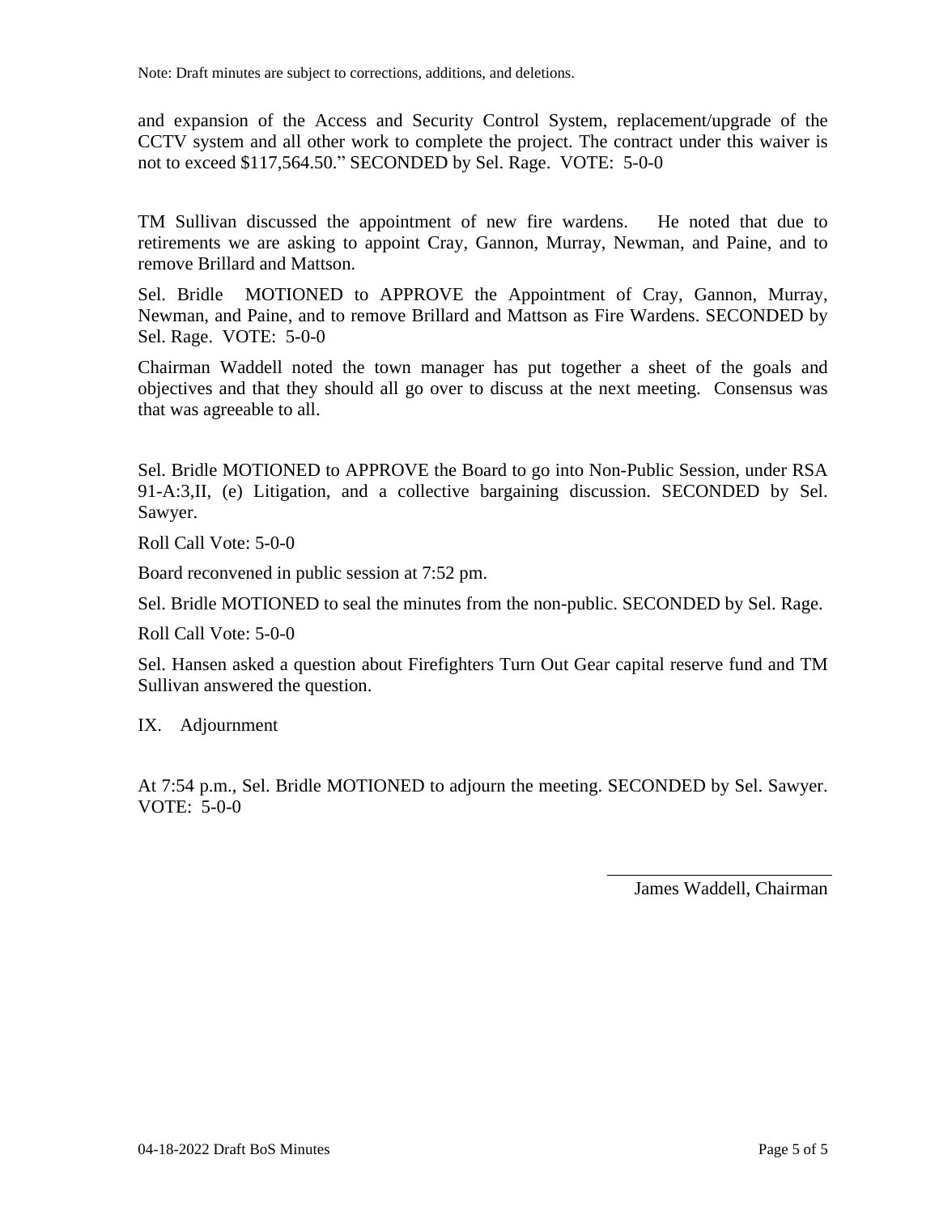and expansion of the Access and Security Control System, replacement/upgrade of the CCTV system and all other work to complete the project. The contract under this waiver is not to exceed $117,564.50." SECONDED by Sel. Rage. VOTE: 5-0-0

TM Sullivan discussed the appointment of new fire wardens. He noted that due to retirements we are asking to appoint Cray, Gannon, Murray, Newman, and Paine, and to remove Brillard and Mattson.

Sel. Bridle MOTIONED to APPROVE the Appointment of Cray, Gannon, Murray, Newman, and Paine, and to remove Brillard and Mattson as Fire Wardens. SECONDED by Sel. Rage. VOTE: 5-0-0

Chairman Waddell noted the town manager has put together a sheet of the goals and objectives and that they should all go over to discuss at the next meeting. Consensus was that was agreeable to all.

Sel. Bridle MOTIONED to APPROVE the Board to go into Non-Public Session, under RSA 91-A:3,II, (e) Litigation, and a collective bargaining discussion. SECONDED by Sel. Sawyer.

Roll Call Vote: 5-0-0

Board reconvened in public session at 7:52 pm.

Sel. Bridle MOTIONED to seal the minutes from the non-public. SECONDED by Sel. Rage.

Roll Call Vote: 5-0-0

Sel. Hansen asked a question about Firefighters Turn Out Gear capital reserve fund and TM Sullivan answered the question.

IX. Adjournment

At 7:54 p.m., Sel. Bridle MOTIONED to adjourn the meeting. SECONDED by Sel. Sawyer. VOTE: 5-0-0

James Waddell, Chairman